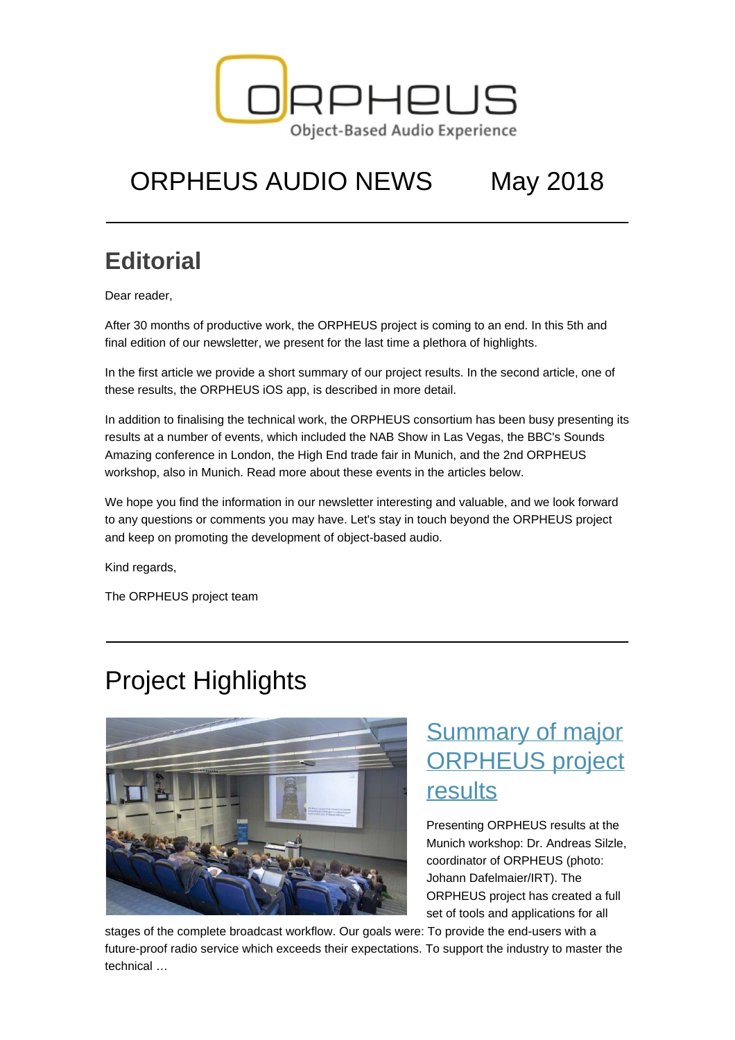# ORPHEUS AUDIO NEWS May 2018

## Editorial

Dear reader,

After 30 months of productive work, the ORPHEUS project is coming to an end. In this 5th and final edition of our newsletter, we present for the last time a plethora of highlights.

In the first article we provide a short summary of our project results. In the second article, one of these results, the ORPHEUS iOS app, is described in more detail.

In addition to finalising the technical work, the ORPHEUS consortium has been busy presenting its results at a number of events, which included the NAB Show in Las Vegas, the BBC's Sounds Amazing conference in London, the High End trade fair in Munich, and the 2nd ORPHEUS workshop, also in Munich. Read more about these events in the articles below.

We hope you find the information in our newsletter interesting and valuable, and we look forward to any questions or comments you may have. Let's stay in touch beyond the ORPHEUS project and keep on promoting the development of object-based audio.

Kind regards,

The ORPHEUS project team

# Project Highlights

## Summary of major ORPHEUS project results

Presenting ORPHEUS results at the Munich workshop: Dr. Andreas Silzle, coordinator of ORPHEUS (photo: Johann Dafelmaier/IRT). The ORPHEUS project has created a full set of tools and applications for all stages of the complete broadcast workflow. Our goals were: To provide the end-users with a future-proof radio service which exceeds their expectations. To support the industry to master the technical …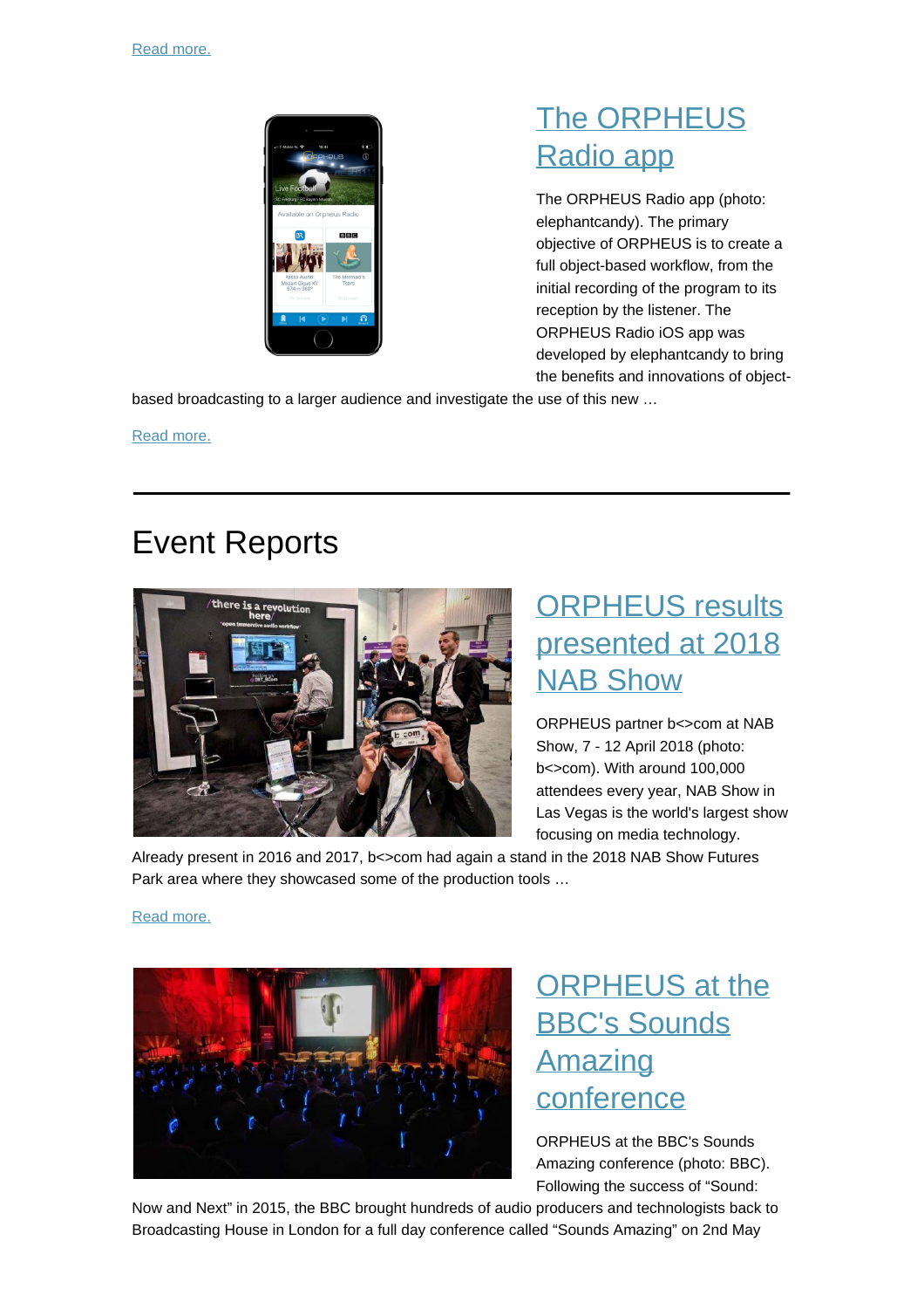Read more.

## The ORPHEUS Radio app

The ORPHEUS Radio app (photo: elephantcandy). The primary objective of ORPHEUS is to create a full object-based workflow, from the initial recording of the program to its reception by the listener. The ORPHEUS Radio iOS app was developed by elephantcandy to bring the benefits and innovations of object-based broadcasting to a larger audience and investigate the use of this new …

Read more.

---

# Event Reports

## ORPHEUS results presented at 2018 NAB Show

ORPHEUS partner b<>com at NAB Show, 7 - 12 April 2018 (photo: b<>com). With around 100,000 attendees every year, NAB Show in Las Vegas is the world's largest show focusing on media technology. Already present in 2016 and 2017, b<>com had again a stand in the 2018 NAB Show Futures Park area where they showcased some of the production tools …

Read more.

## ORPHEUS at the BBC's Sounds Amazing conference

ORPHEUS at the BBC's Sounds Amazing conference (photo: BBC). Following the success of “Sound: Now and Next” in 2015, the BBC brought hundreds of audio producers and technologists back to Broadcasting House in London for a full day conference called “Sounds Amazing” on 2nd May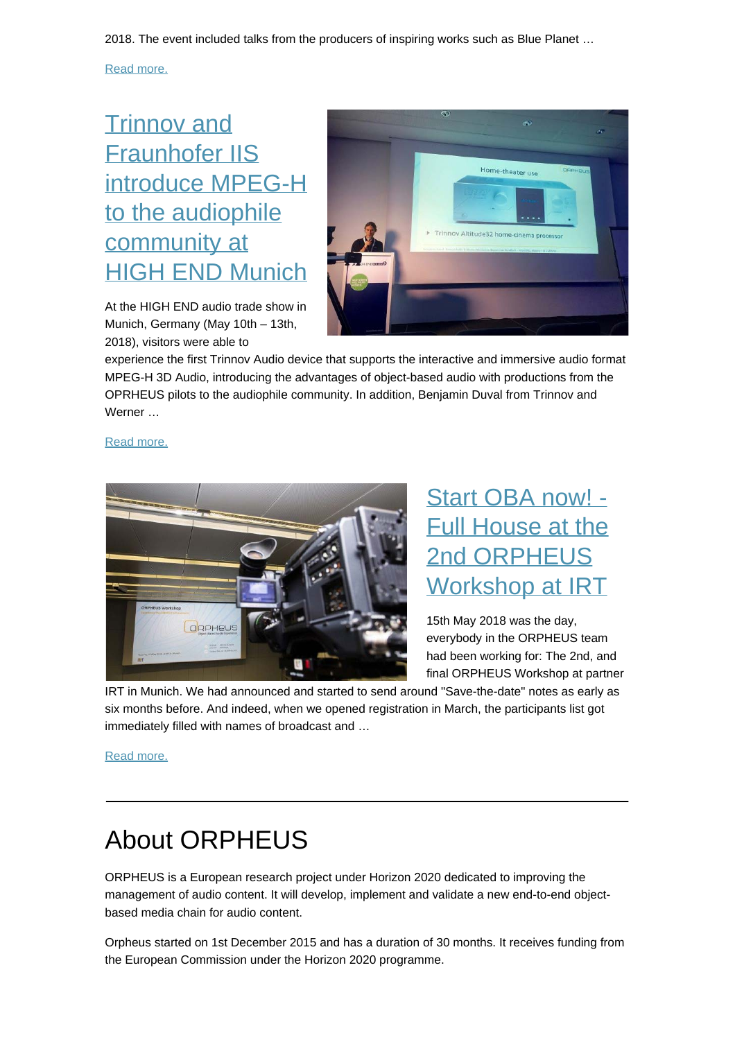2018. The event included talks from the producers of inspiring works such as Blue Planet …

Read more.

## Trinnov and Fraunhofer IIS introduce MPEG-H to the audiophile community at HIGH END Munich

At the HIGH END audio trade show in Munich, Germany (May 10th – 13th, 2018), visitors were able to experience the first Trinnov Audio device that supports the interactive and immersive audio format MPEG-H 3D Audio, introducing the advantages of object-based audio with productions from the OPRHEUS pilots to the audiophile community. In addition, Benjamin Duval from Trinnov and Werner …

Read more.

## Start OBA now! - Full House at the 2nd ORPHEUS Workshop at IRT

15th May 2018 was the day, everybody in the ORPHEUS team had been working for: The 2nd, and final ORPHEUS Workshop at partner IRT in Munich. We had announced and started to send around "Save-the-date" notes as early as six months before. And indeed, when we opened registration in March, the participants list got immediately filled with names of broadcast and …

Read more.

---

# About ORPHEUS

ORPHEUS is a European research project under Horizon 2020 dedicated to improving the management of audio content. It will develop, implement and validate a new end-to-end object-based media chain for audio content.

Orpheus started on 1st December 2015 and has a duration of 30 months. It receives funding from the European Commission under the Horizon 2020 programme.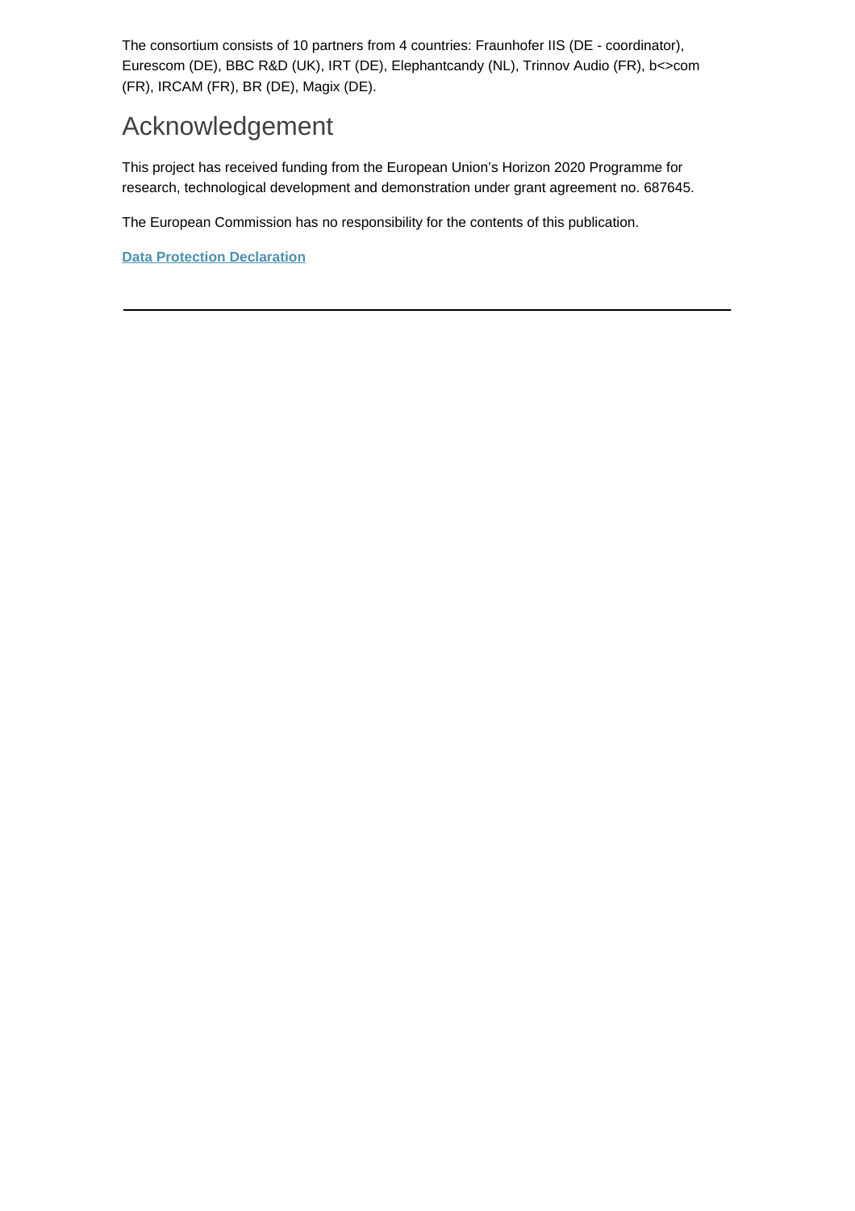The consortium consists of 10 partners from 4 countries: Fraunhofer IIS (DE - coordinator), Eurescom (DE), BBC R&D (UK), IRT (DE), Elephantcandy (NL), Trinnov Audio (FR), b<>com (FR), IRCAM (FR), BR (DE), Magix (DE).

## Acknowledgement

This project has received funding from the European Union's Horizon 2020 Programme for research, technological development and demonstration under grant agreement no. 687645.

The European Commission has no responsibility for the contents of this publication.

**Data Protection Declaration**

---